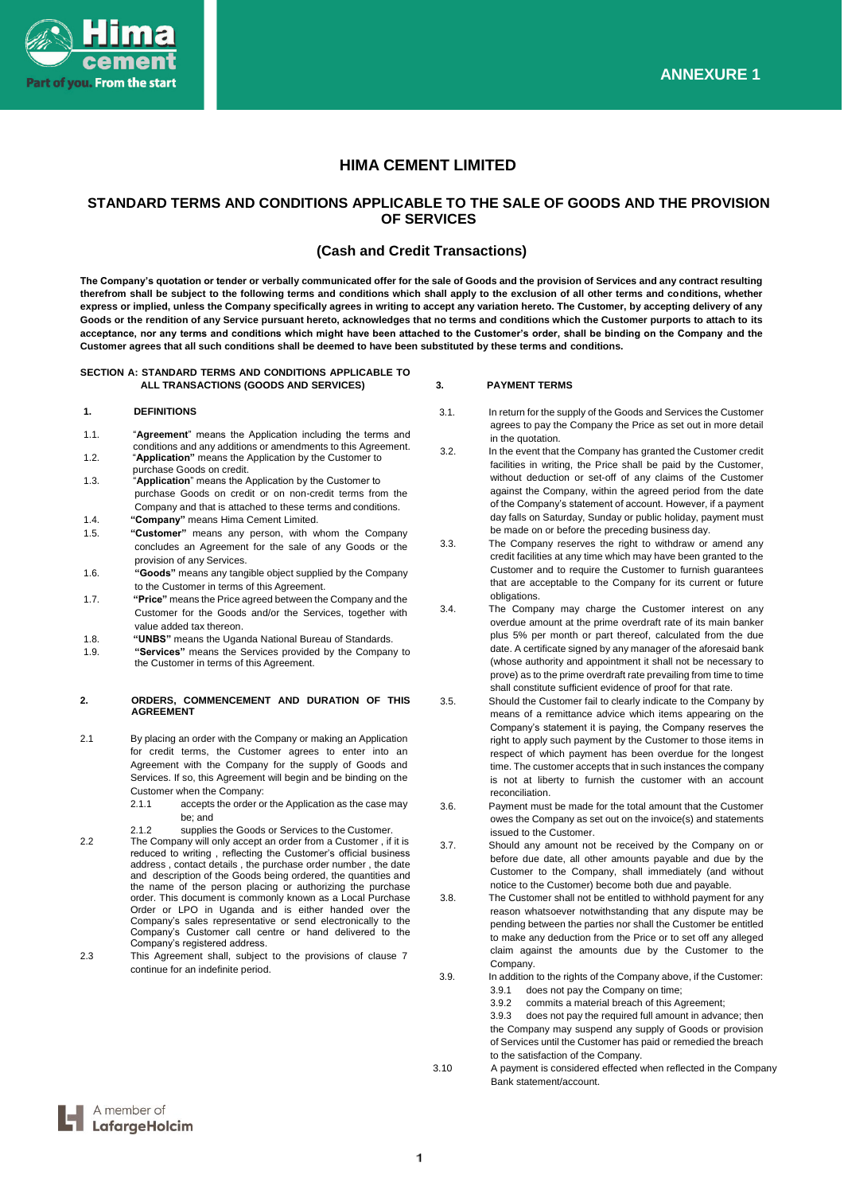ANNEXURE 1

# HIMA CEMENT LIMITED

## STANDARD TERMS AND CONDITIONS APPLICABLE TO THE SALE OF GOODS AND THE PROVISION OF SERVICES

### (Cash and Credit Transactions)

**The Company's quotation or tender or verbally communicated offer for the sale of Goods and the provision of Services and any contract resulting therefrom shall be subject to the following terms and conditions which shall apply to the exclusion of all other terms and conditions, whether express or implied, unless the Company specifically agrees in writing to accept any variation hereto. The Customer, by accepting delivery of any Goods or the rendition of any Service pursuant hereto, acknowledges that no terms and conditions which the Customer purports to attach to its acceptance, nor any terms and conditions which might have been attached to the Customer's order, shall be binding on the Company and the Customer agrees that all such conditions shall be deemed to have been substituted by these terms and conditions.**

**SECTION A: STANDARD TERMS AND CONDITIONS APPLICABLE TO ALL TRANSACTIONS (GOODS AND SERVICES)**

**1. DEFINITIONS**

1.1. "**Agreement**" means the Application including the terms and conditions and any additions or amendments to this Agreement.

1.2. "**Application"** means the Application by the Customer to purchase Goods on credit.

1.3. "**Application**" means the Application by the Customer to purchase Goods on credit or on non-credit terms from the Company and that is attached to these terms and conditions.

1.4. **"Company"** means Hima Cement Limited.

1.5. **"Customer"** means any person, with whom the Company concludes an Agreement for the sale of any Goods or the provision of any Services.

1.6. **"Goods"** means any tangible object supplied by the Company to the Customer in terms of this Agreement.

1.7. **"Price"** means the Price agreed between the Company and the Customer for the Goods and/or the Services, together with value added tax thereon.

1.8. **"UNBS"** means the Uganda National Bureau of Standards.

1.9. **"Services"** means the Services provided by the Company to the Customer in terms of this Agreement.

**2. ORDERS, COMMENCEMENT AND DURATION OF THIS AGREEMENT**

2.1 By placing an order with the Company or making an Application for credit terms, the Customer agrees to enter into an Agreement with the Company for the supply of Goods and Services. If so, this Agreement will begin and be binding on the Customer when the Company:

- 2.1.1 accepts the order or the Application as the case may be; and
- 2.1.2 supplies the Goods or Services to the Customer.

2.2 The Company will only accept an order from a Customer , if it is reduced to writing , reflecting the Customer's official business address , contact details , the purchase order number , the date and description of the Goods being ordered, the quantities and the name of the person placing or authorizing the purchase order. This document is commonly known as a Local Purchase Order or LPO in Uganda and is either handed over the Company's sales representative or send electronically to the Company's Customer call centre or hand delivered to the Company's registered address.

2.3 This Agreement shall, subject to the provisions of clause 7 continue for an indefinite period.

**3. PAYMENT TERMS**

3.1. In return for the supply of the Goods and Services the Customer agrees to pay the Company the Price as set out in more detail in the quotation.

3.2. In the event that the Company has granted the Customer credit facilities in writing, the Price shall be paid by the Customer, without deduction or set-off of any claims of the Customer against the Company, within the agreed period from the date of the Company's statement of account. However, if a payment day falls on Saturday, Sunday or public holiday, payment must be made on or before the preceding business day.

3.3. The Company reserves the right to withdraw or amend any credit facilities at any time which may have been granted to the Customer and to require the Customer to furnish guarantees that are acceptable to the Company for its current or future obligations.

3.4. The Company may charge the Customer interest on any overdue amount at the prime overdraft rate of its main banker plus 5% per month or part thereof, calculated from the due date. A certificate signed by any manager of the aforesaid bank (whose authority and appointment it shall not be necessary to prove) as to the prime overdraft rate prevailing from time to time shall constitute sufficient evidence of proof for that rate.

3.5. Should the Customer fail to clearly indicate to the Company by means of a remittance advice which items appearing on the Company's statement it is paying, the Company reserves the right to apply such payment by the Customer to those items in respect of which payment has been overdue for the longest time. The customer accepts that in such instances the company is not at liberty to furnish the customer with an account reconciliation.

3.6. Payment must be made for the total amount that the Customer owes the Company as set out on the invoice(s) and statements issued to the Customer.

3.7. Should any amount not be received by the Company on or before due date, all other amounts payable and due by the Customer to the Company, shall immediately (and without notice to the Customer) become both due and payable.

3.8. The Customer shall not be entitled to withhold payment for any reason whatsoever notwithstanding that any dispute may be pending between the parties nor shall the Customer be entitled to make any deduction from the Price or to set off any alleged claim against the amounts due by the Customer to the Company.

3.9. In addition to the rights of the Company above, if the Customer:

- 3.9.1 does not pay the Company on time;
- 3.9.2 commits a material breach of this Agreement;
- 3.9.3 does not pay the required full amount in advance; then

the Company may suspend any supply of Goods or provision of Services until the Customer has paid or remedied the breach to the satisfaction of the Company.

3.10 A payment is considered effected when reflected in the Company Bank statement/account.

A member of LafargeHolcim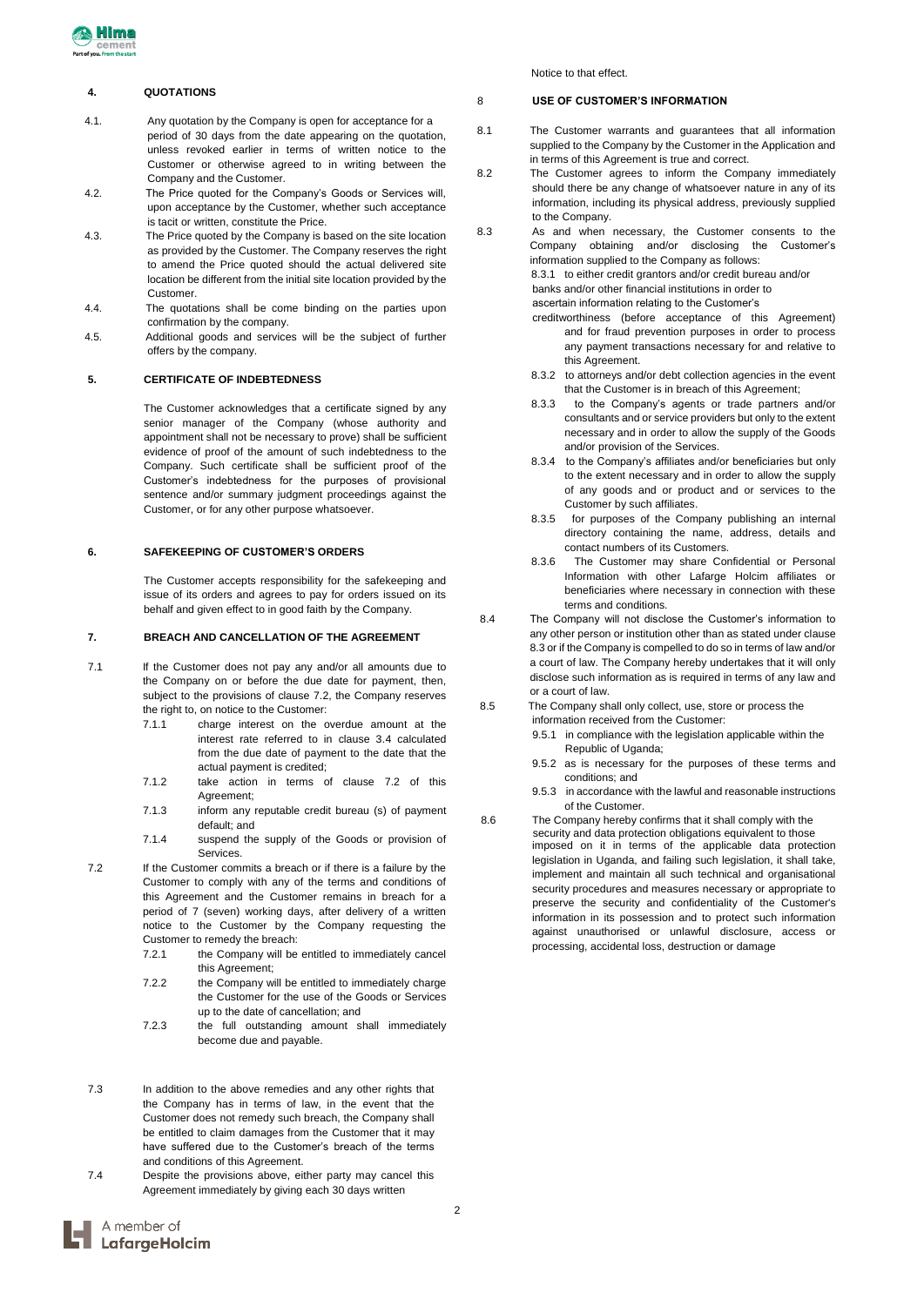## 4. QUOTATIONS

4.1. Any quotation by the Company is open for acceptance for a period of 30 days from the date appearing on the quotation, unless revoked earlier in terms of written notice to the Customer or otherwise agreed to in writing between the Company and the Customer.

4.2. The Price quoted for the Company's Goods or Services will, upon acceptance by the Customer, whether such acceptance is tacit or written, constitute the Price.

4.3. The Price quoted by the Company is based on the site location as provided by the Customer. The Company reserves the right to amend the Price quoted should the actual delivered site location be different from the initial site location provided by the Customer.

4.4. The quotations shall be come binding on the parties upon confirmation by the company.

4.5. Additional goods and services will be the subject of further offers by the company.

## 5. CERTIFICATE OF INDEBTEDNESS

The Customer acknowledges that a certificate signed by any senior manager of the Company (whose authority and appointment shall not be necessary to prove) shall be sufficient evidence of proof of the amount of such indebtedness to the Company. Such certificate shall be sufficient proof of the Customer's indebtedness for the purposes of provisional sentence and/or summary judgment proceedings against the Customer, or for any other purpose whatsoever.

## 6. SAFEKEEPING OF CUSTOMER'S ORDERS

The Customer accepts responsibility for the safekeeping and issue of its orders and agrees to pay for orders issued on its behalf and given effect to in good faith by the Company.

## 7. BREACH AND CANCELLATION OF THE AGREEMENT

7.1 If the Customer does not pay any and/or all amounts due to the Company on or before the due date for payment, then, subject to the provisions of clause 7.2, the Company reserves the right to, on notice to the Customer:

- 7.1.1 charge interest on the overdue amount at the interest rate referred to in clause 3.4 calculated from the due date of payment to the date that the actual payment is credited;
- 7.1.2 take action in terms of clause 7.2 of this Agreement;
- 7.1.3 inform any reputable credit bureau (s) of payment default; and
- 7.1.4 suspend the supply of the Goods or provision of Services.

7.2 If the Customer commits a breach or if there is a failure by the Customer to comply with any of the terms and conditions of this Agreement and the Customer remains in breach for a period of 7 (seven) working days, after delivery of a written notice to the Customer by the Company requesting the Customer to remedy the breach:

- 7.2.1 the Company will be entitled to immediately cancel this Agreement;
- 7.2.2 the Company will be entitled to immediately charge the Customer for the use of the Goods or Services up to the date of cancellation; and
- 7.2.3 the full outstanding amount shall immediately become due and payable.

7.3 In addition to the above remedies and any other rights that the Company has in terms of law, in the event that the Customer does not remedy such breach, the Company shall be entitled to claim damages from the Customer that it may have suffered due to the Customer's breach of the terms and conditions of this Agreement.

7.4 Despite the provisions above, either party may cancel this Agreement immediately by giving each 30 days written Notice to that effect.

## 8 USE OF CUSTOMER'S INFORMATION

8.1 The Customer warrants and guarantees that all information supplied to the Company by the Customer in the Application and in terms of this Agreement is true and correct.

8.2 The Customer agrees to inform the Company immediately should there be any change of whatsoever nature in any of its information, including its physical address, previously supplied to the Company.

8.3 As and when necessary, the Customer consents to the Company obtaining and/or disclosing the Customer's information supplied to the Company as follows:

- 8.3.1 to either credit grantors and/or credit bureau and/or banks and/or other financial institutions in order to ascertain information relating to the Customer's creditworthiness (before acceptance of this Agreement) and for fraud prevention purposes in order to process any payment transactions necessary for and relative to this Agreement.
- 8.3.2 to attorneys and/or debt collection agencies in the event that the Customer is in breach of this Agreement;
- 8.3.3 to the Company's agents or trade partners and/or consultants and or service providers but only to the extent necessary and in order to allow the supply of the Goods and/or provision of the Services.
- 8.3.4 to the Company's affiliates and/or beneficiaries but only to the extent necessary and in order to allow the supply of any goods and or product and or services to the Customer by such affiliates.
- 8.3.5 for purposes of the Company publishing an internal directory containing the name, address, details and contact numbers of its Customers.
- 8.3.6 The Customer may share Confidential or Personal Information with other Lafarge Holcim affiliates or beneficiaries where necessary in connection with these terms and conditions.

8.4 The Company will not disclose the Customer's information to any other person or institution other than as stated under clause 8.3 or if the Company is compelled to do so in terms of law and/or a court of law. The Company hereby undertakes that it will only disclose such information as is required in terms of any law and or a court of law.

8.5 The Company shall only collect, use, store or process the information received from the Customer:

- 9.5.1 in compliance with the legislation applicable within the Republic of Uganda;
- 9.5.2 as is necessary for the purposes of these terms and conditions; and
- 9.5.3 in accordance with the lawful and reasonable instructions of the Customer.

8.6 The Company hereby confirms that it shall comply with the security and data protection obligations equivalent to those imposed on it in terms of the applicable data protection legislation in Uganda, and failing such legislation, it shall take, implement and maintain all such technical and organisational security procedures and measures necessary or appropriate to preserve the security and confidentiality of the Customer's information in its possession and to protect such information against unauthorised or unlawful disclosure, access or processing, accidental loss, destruction or damage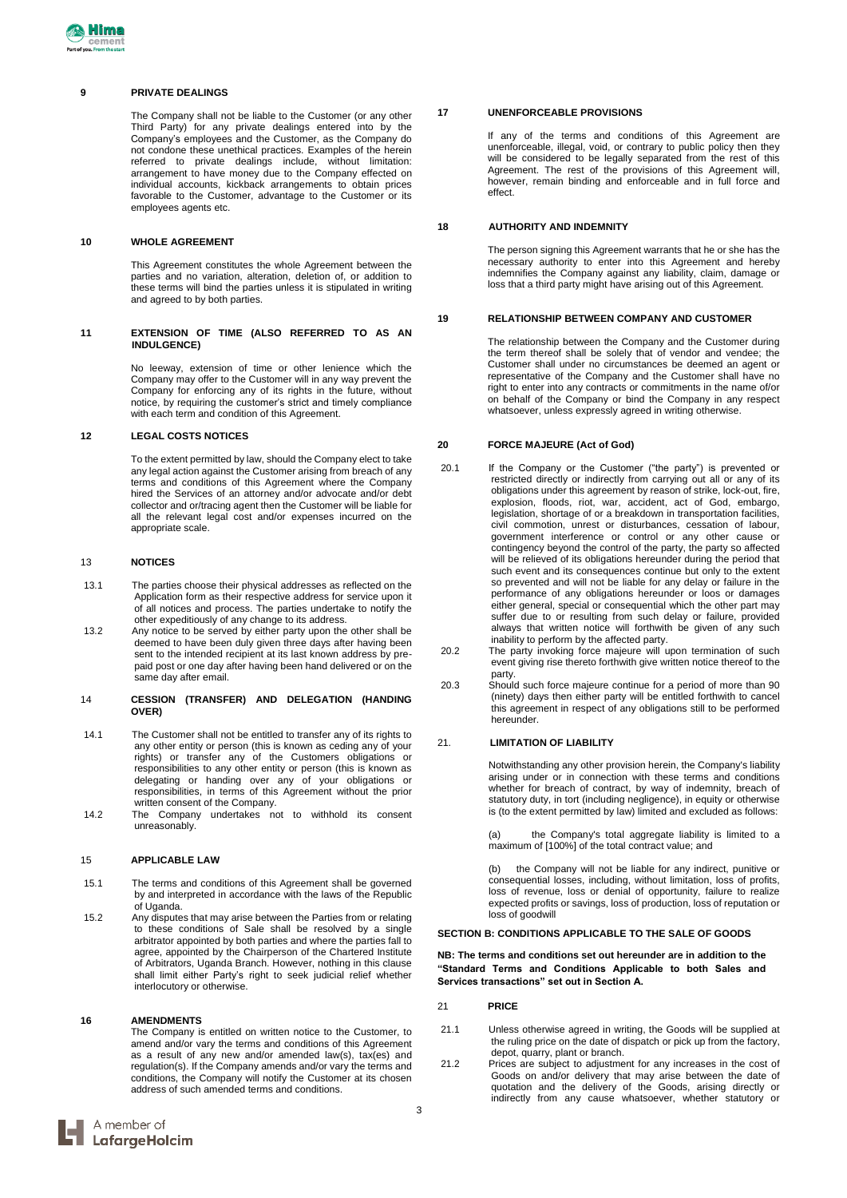### 9 PRIVATE DEALINGS

The Company shall not be liable to the Customer (or any other Third Party) for any private dealings entered into by the Company's employees and the Customer, as the Company do not condone these unethical practices. Examples of the herein referred to private dealings include, without limitation: arrangement to have money due to the Company effected on individual accounts, kickback arrangements to obtain prices favorable to the Customer, advantage to the Customer or its employees agents etc.

### 10 WHOLE AGREEMENT

This Agreement constitutes the whole Agreement between the parties and no variation, alteration, deletion of, or addition to these terms will bind the parties unless it is stipulated in writing and agreed to by both parties.

### 11 EXTENSION OF TIME (ALSO REFERRED TO AS AN INDULGENCE)

No leeway, extension of time or other lenience which the Company may offer to the Customer will in any way prevent the Company for enforcing any of its rights in the future, without notice, by requiring the customer's strict and timely compliance with each term and condition of this Agreement.

### 12 LEGAL COSTS NOTICES

To the extent permitted by law, should the Company elect to take any legal action against the Customer arising from breach of any terms and conditions of this Agreement where the Company hired the Services of an attorney and/or advocate and/or debt collector and or/tracing agent then the Customer will be liable for all the relevant legal cost and/or expenses incurred on the appropriate scale.

### 13 NOTICES

13.1 The parties choose their physical addresses as reflected on the Application form as their respective address for service upon it of all notices and process. The parties undertake to notify the other expeditiously of any change to its address.

13.2 Any notice to be served by either party upon the other shall be deemed to have been duly given three days after having been sent to the intended recipient at its last known address by pre-paid post or one day after having been hand delivered or on the same day after email.

### 14 CESSION (TRANSFER) AND DELEGATION (HANDING OVER)

14.1 The Customer shall not be entitled to transfer any of its rights to any other entity or person (this is known as ceding any of your rights) or transfer any of the Customers obligations or responsibilities to any other entity or person (this is known as delegating or handing over any of your obligations or responsibilities, in terms of this Agreement without the prior written consent of the Company.

14.2 The Company undertakes not to withhold its consent unreasonably.

### 15 APPLICABLE LAW

15.1 The terms and conditions of this Agreement shall be governed by and interpreted in accordance with the laws of the Republic of Uganda.

15.2 Any disputes that may arise between the Parties from or relating to these conditions of Sale shall be resolved by a single arbitrator appointed by both parties and where the parties fall to agree, appointed by the Chairperson of the Chartered Institute of Arbitrators, Uganda Branch. However, nothing in this clause shall limit either Party's right to seek judicial relief whether interlocutory or otherwise.

### 16 AMENDMENTS

The Company is entitled on written notice to the Customer, to amend and/or vary the terms and conditions of this Agreement as a result of any new and/or amended law(s), tax(es) and regulation(s). If the Company amends and/or vary the terms and conditions, the Company will notify the Customer at its chosen address of such amended terms and conditions.

### 17 UNENFORCEABLE PROVISIONS

If any of the terms and conditions of this Agreement are unenforceable, illegal, void, or contrary to public policy then they will be considered to be legally separated from the rest of this Agreement. The rest of the provisions of this Agreement will, however, remain binding and enforceable and in full force and effect.

### 18 AUTHORITY AND INDEMNITY

The person signing this Agreement warrants that he or she has the necessary authority to enter into this Agreement and hereby indemnifies the Company against any liability, claim, damage or loss that a third party might have arising out of this Agreement.

### 19 RELATIONSHIP BETWEEN COMPANY AND CUSTOMER

The relationship between the Company and the Customer during the term thereof shall be solely that of vendor and vendee; the Customer shall under no circumstances be deemed an agent or representative of the Company and the Customer shall have no right to enter into any contracts or commitments in the name of/or on behalf of the Company or bind the Company in any respect whatsoever, unless expressly agreed in writing otherwise.

### 20 FORCE MAJEURE (Act of God)

20.1 If the Company or the Customer ("the party") is prevented or restricted directly or indirectly from carrying out all or any of its obligations under this agreement by reason of strike, lock-out, fire, explosion, floods, riot, war, accident, act of God, embargo, legislation, shortage of or a breakdown in transportation facilities, civil commotion, unrest or disturbances, cessation of labour, government interference or control or any other cause or contingency beyond the control of the party, the party so affected will be relieved of its obligations hereunder during the period that such event and its consequences continue but only to the extent so prevented and will not be liable for any delay or failure in the performance of any obligations hereunder or loos or damages either general, special or consequential which the other part may suffer due to or resulting from such delay or failure, provided always that written notice will forthwith be given of any such inability to perform by the affected party.

20.2 The party invoking force majeure will upon termination of such event giving rise thereto forthwith give written notice thereof to the party.

20.3 Should such force majeure continue for a period of more than 90 (ninety) days then either party will be entitled forthwith to cancel this agreement in respect of any obligations still to be performed hereunder.

### 21. LIMITATION OF LIABILITY

Notwithstanding any other provision herein, the Company's liability arising under or in connection with these terms and conditions whether for breach of contract, by way of indemnity, breach of statutory duty, in tort (including negligence), in equity or otherwise is (to the extent permitted by law) limited and excluded as follows:

(a) the Company's total aggregate liability is limited to a maximum of [100%] of the total contract value; and

(b) the Company will not be liable for any indirect, punitive or consequential losses, including, without limitation, loss of profits, loss of revenue, loss or denial of opportunity, failure to realize expected profits or savings, loss of production, loss of reputation or loss of goodwill

## SECTION B: CONDITIONS APPLICABLE TO THE SALE OF GOODS

**NB: The terms and conditions set out hereunder are in addition to the "Standard Terms and Conditions Applicable to both Sales and Services transactions" set out in Section A.**

### 21 PRICE

21.1 Unless otherwise agreed in writing, the Goods will be supplied at the ruling price on the date of dispatch or pick up from the factory, depot, quarry, plant or branch.

21.2 Prices are subject to adjustment for any increases in the cost of Goods on and/or delivery that may arise between the date of quotation and the delivery of the Goods, arising directly or indirectly from any cause whatsoever, whether statutory or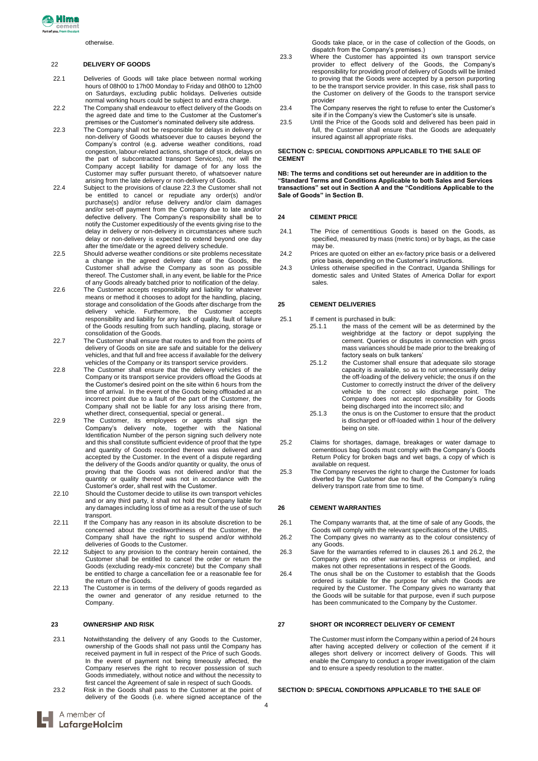otherwise.

## 22 DELIVERY OF GOODS

22.1 Deliveries of Goods will take place between normal working hours of 08h00 to 17h00 Monday to Friday and 08h00 to 12h00 on Saturdays, excluding public holidays. Deliveries outside normal working hours could be subject to and extra charge.

22.2 The Company shall endeavour to effect delivery of the Goods on the agreed date and time to the Customer at the Customer's premises or the Customer's nominated delivery site address.

22.3 The Company shall not be responsible for delays in delivery or non-delivery of Goods whatsoever due to causes beyond the Company's control (e.g. adverse weather conditions, road congestion, labour-related actions, shortage of stock, delays on the part of subcontracted transport Services), nor will the Company accept liability for damage of for any loss the Customer may suffer pursuant thereto, of whatsoever nature arising from the late delivery or non-delivery of Goods.

22.4 Subject to the provisions of clause 22.3 the Customer shall not be entitled to cancel or repudiate any order(s) and/or purchase(s) and/or refuse delivery and/or claim damages and/or set-off payment from the Company due to late and/or defective delivery. The Company's responsibility shall be to notify the Customer expeditiously of the events giving rise to the delay in delivery or non-delivery in circumstances where such delay or non-delivery is expected to extend beyond one day after the time/date or the agreed delivery schedule.

22.5 Should adverse weather conditions or site problems necessitate a change in the agreed delivery date of the Goods, the Customer shall advise the Company as soon as possible thereof. The Customer shall, in any event, be liable for the Price of any Goods already batched prior to notification of the delay.

22.6 The Customer accepts responsibility and liability for whatever means or method it chooses to adopt for the handling, placing, storage and consolidation of the Goods after discharge from the delivery vehicle. Furthermore, the Customer accepts responsibility and liability for any lack of quality, fault of failure of the Goods resulting from such handling, placing, storage or consolidation of the Goods.

22.7 The Customer shall ensure that routes to and from the points of delivery of Goods on site are safe and suitable for the delivery vehicles, and that full and free access if available for the delivery vehicles of the Company or its transport service providers.

22.8 The Customer shall ensure that the delivery vehicles of the Company or its transport service providers offload the Goods at the Customer's desired point on the site within 6 hours from the time of arrival. In the event of the Goods being offloaded at an incorrect point due to a fault of the part of the Customer, the Company shall not be liable for any loss arising there from, whether direct, consequential, special or general..

22.9 The Customer, its employees or agents shall sign the Company's delivery note, together with the National Identification Number of the person signing such delivery note and this shall constitute sufficient evidence of proof that the type and quantity of Goods recorded thereon was delivered and accepted by the Customer. In the event of a dispute regarding the delivery of the Goods and/or quantity or quality, the onus of proving that the Goods was not delivered and/or that the quantity or quality thereof was not in accordance with the Customer's order, shall rest with the Customer.

22.10 Should the Customer decide to utilise its own transport vehicles and or any third party, it shall not hold the Company liable for any damages including loss of time as a result of the use of such transport.

22.11 If the Company has any reason in its absolute discretion to be concerned about the creditworthiness of the Customer, the Company shall have the right to suspend and/or withhold deliveries of Goods to the Customer.

22.12 Subject to any provision to the contrary herein contained, the Customer shall be entitled to cancel the order or return the Goods (excluding ready-mix concrete) but the Company shall be entitled to charge a cancellation fee or a reasonable fee for the return of the Goods.

22.13 The Customer is in terms of the delivery of goods regarded as the owner and generator of any residue returned to the Company.

## 23 OWNERSHIP AND RISK

23.1 Notwithstanding the delivery of any Goods to the Customer, ownership of the Goods shall not pass until the Company has received payment in full in respect of the Price of such Goods. In the event of payment not being timeously affected, the Company reserves the right to recover possession of such Goods immediately, without notice and without the necessity to first cancel the Agreement of sale in respect of such Goods.

23.2 Risk in the Goods shall pass to the Customer at the point of delivery of the Goods (i.e. where signed acceptance of the Goods take place, or in the case of collection of the Goods, on dispatch from the Company's premises.)

23.3 Where the Customer has appointed its own transport service provider to effect delivery of the Goods, the Company's responsibility for providing proof of delivery of Goods will be limited to proving that the Goods were accepted by a person purporting to be the transport service provider. In this case, risk shall pass to the Customer on delivery of the Goods to the transport service provider

23.4 The Company reserves the right to refuse to enter the Customer's site if in the Company's view the Customer's site is unsafe.

23.5 Until the Price of the Goods sold and delivered has been paid in full, the Customer shall ensure that the Goods are adequately insured against all appropriate risks.

## SECTION C: SPECIAL CONDITIONS APPLICABLE TO THE SALE OF CEMENT

**NB: The terms and conditions set out hereunder are in addition to the "Standard Terms and Conditions Applicable to both Sales and Services transactions" set out in Section A and the "Conditions Applicable to the Sale of Goods" in Section B.**

## 24 CEMENT PRICE

24.1 The Price of cementitious Goods is based on the Goods, as specified, measured by mass (metric tons) or by bags, as the case may be.

24.2 Prices are quoted on either an ex-factory price basis or a delivered price basis, depending on the Customer's instructions.

24.3 Unless otherwise specified in the Contract, Uganda Shillings for domestic sales and United States of America Dollar for export sales.

## 25 CEMENT DELIVERIES

25.1 If cement is purchased in bulk:

25.1.1 the mass of the cement will be as determined by the weighbridge at the factory or depot supplying the cement. Queries or disputes in connection with gross mass variances should be made prior to the breaking of factory seals on bulk tankers'

25.1.2 the Customer shall ensure that adequate silo storage capacity is available, so as to not unnecessarily delay the off-loading of the delivery vehicle; the onus if on the Customer to correctly instruct the driver of the delivery vehicle to the correct silo discharge point. The Company does not accept responsibility for Goods being discharged into the incorrect silo; and

25.1.3 the onus is on the Customer to ensure that the product is discharged or off-loaded within 1 hour of the delivery being on site.

25.2 Claims for shortages, damage, breakages or water damage to cementitious bag Goods must comply with the Company's Goods Return Policy for broken bags and wet bags, a copy of which is available on request.

25.3 The Company reserves the right to charge the Customer for loads diverted by the Customer due no fault of the Company's ruling delivery transport rate from time to time.

## 26 CEMENT WARRANTIES

26.1 The Company warrants that, at the time of sale of any Goods, the Goods will comply with the relevant specifications of the UNBS.

26.2 The Company gives no warranty as to the colour consistency of any Goods.

26.3 Save for the warranties referred to in clauses 26.1 and 26.2, the Company gives no other warranties, express or implied, and makes not other representations in respect of the Goods.

26.4 The onus shall be on the Customer to establish that the Goods ordered is suitable for the purpose for which the Goods are required by the Customer. The Company gives no warranty that the Goods will be suitable for that purpose, even if such purpose has been communicated to the Company by the Customer.

## 27 SHORT OR INCORRECT DELIVERY OF CEMENT

The Customer must inform the Company within a period of 24 hours after having accepted delivery or collection of the cement if it alleges short delivery or incorrect delivery of Goods. This will enable the Company to conduct a proper investigation of the claim and to ensure a speedy resolution to the matter.

## SECTION D: SPECIAL CONDITIONS APPLICABLE TO THE SALE OF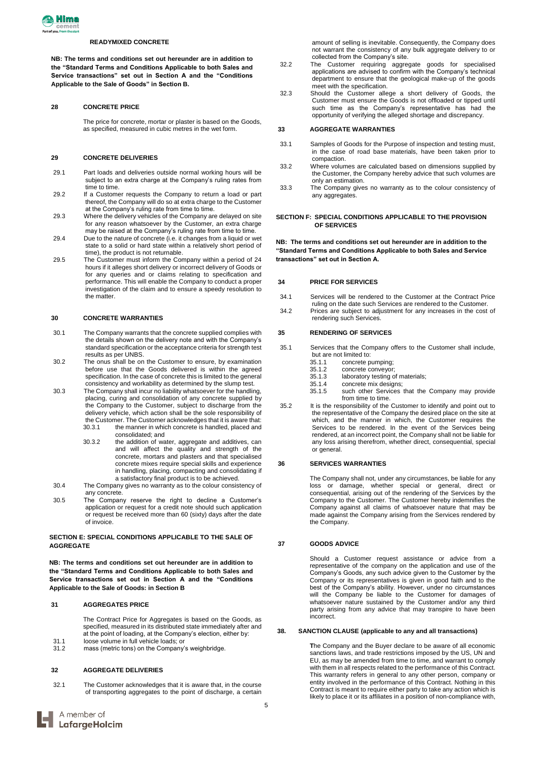**READYMIXED CONCRETE**

**NB: The terms and conditions set out hereunder are in addition to the "Standard Terms and Conditions Applicable to both Sales and Service transactions" set out in Section A and the "Conditions Applicable to the Sale of Goods" in Section B.**

**28 CONCRETE PRICE**

The price for concrete, mortar or plaster is based on the Goods, as specified, measured in cubic metres in the wet form.

**29 CONCRETE DELIVERIES**

29.1 Part loads and deliveries outside normal working hours will be subject to an extra charge at the Company's ruling rates from time to time.

29.2 If a Customer requests the Company to return a load or part thereof, the Company will do so at extra charge to the Customer at the Company's ruling rate from time to time.

29.3 Where the delivery vehicles of the Company are delayed on site for any reason whatsoever by the Customer, an extra charge may be raised at the Company's ruling rate from time to time.

29.4 Due to the nature of concrete (i.e. it changes from a liquid or wet state to a solid or hard state within a relatively short period of time), the product is not returnable.

29.5 The Customer must inform the Company within a period of 24 hours if it alleges short delivery or incorrect delivery of Goods or for any queries and or claims relating to specification and performance. This will enable the Company to conduct a proper investigation of the claim and to ensure a speedy resolution to the matter.

**30 CONCRETE WARRANTIES**

30.1 The Company warrants that the concrete supplied complies with the details shown on the delivery note and with the Company's standard specification or the acceptance criteria for strength test results as per UNBS.

30.2 The onus shall be on the Customer to ensure, by examination before use that the Goods delivered is within the agreed specification. In the case of concrete this is limited to the general consistency and workability as determined by the slump test.

30.3 The Company shall incur no liability whatsoever for the handling, placing, curing and consolidation of any concrete supplied by the Company to the Customer, subject to discharge from the delivery vehicle, which action shall be the sole responsibility of the Customer. The Customer acknowledges that it is aware that:

30.3.1 the manner in which concrete is handled, placed and consolidated; and

30.3.2 the addition of water, aggregate and additives, can and will affect the quality and strength of the concrete, mortars and plasters and that specialised concrete mixes require special skills and experience in handling, placing, compacting and consolidating if a satisfactory final product is to be achieved.

30.4 The Company gives no warranty as to the colour consistency of any concrete.

30.5 The Company reserve the right to decline a Customer's application or request for a credit note should such application or request be received more than 60 (sixty) days after the date of invoice.

**SECTION E: SPECIAL CONDITIONS APPLICABLE TO THE SALE OF AGGREGATE**

**NB: The terms and conditions set out hereunder are in addition to the "Standard Terms and Conditions Applicable to both Sales and Service transactions set out in Section A and the "Conditions Applicable to the Sale of Goods: in Section B**

**31 AGGREGATES PRICE**

The Contract Price for Aggregates is based on the Goods, as specified, measured in its distributed state immediately after and at the point of loading, at the Company's election, either by:

31.1 loose volume in full vehicle loads; or

31.2 mass (metric tons) on the Company's weighbridge.

**32 AGGREGATE DELIVERIES**

32.1 The Customer acknowledges that it is aware that, in the course of transporting aggregates to the point of discharge, a certain amount of selling is inevitable. Consequently, the Company does not warrant the consistency of any bulk aggregate delivery to or collected from the Company's site.

32.2 The Customer requiring aggregate goods for specialised applications are advised to confirm with the Company's technical department to ensure that the geological make-up of the goods meet with the specification.

32.3 Should the Customer allege a short delivery of Goods, the Customer must ensure the Goods is not offloaded or tipped until such time as the Company's representative has had the opportunity of verifying the alleged shortage and discrepancy.

**33 AGGREGATE WARRANTIES**

33.1 Samples of Goods for the Purpose of inspection and testing must, in the case of road base materials, have been taken prior to compaction.

33.2 Where volumes are calculated based on dimensions supplied by the Customer, the Company hereby advice that such volumes are only an estimation.

33.3 The Company gives no warranty as to the colour consistency of any aggregates.

**SECTION F: SPECIAL CONDITIONS APPLICABLE TO THE PROVISION OF SERVICES**

**NB: The terms and conditions set out hereunder are in addition to the "Standard Terms and Conditions Applicable to both Sales and Service transactions" set out in Section A.**

**34 PRICE FOR SERVICES**

34.1 Services will be rendered to the Customer at the Contract Price ruling on the date such Services are rendered to the Customer.

34.2 Prices are subject to adjustment for any increases in the cost of rendering such Services.

**35 RENDERING OF SERVICES**

35.1 Services that the Company offers to the Customer shall include, but are not limited to:

35.1.1 concrete pumping;

35.1.2 concrete conveyor;

35.1.3 laboratory testing of materials;

35.1.4 concrete mix designs;

35.1.5 such other Services that the Company may provide from time to time.

35.2 It is the responsibility of the Customer to identify and point out to the representative of the Company the desired place on the site at which, and the manner in which, the Customer requires the Services to be rendered. In the event of the Services being rendered, at an incorrect point, the Company shall not be liable for any loss arising therefrom, whether direct, consequential, special or general.

**36 SERVICES WARRANTIES**

The Company shall not, under any circumstances, be liable for any loss or damage, whether special or general, direct or consequential, arising out of the rendering of the Services by the Company to the Customer. The Customer hereby indemnifies the Company against all claims of whatsoever nature that may be made against the Company arising from the Services rendered by the Company.

**37 GOODS ADVICE**

Should a Customer request assistance or advice from a representative of the company on the application and use of the Company's Goods, any such advice given to the Customer by the Company or its representatives is given in good faith and to the best of the Company's ability. However, under no circumstances will the Company be liable to the Customer for damages of whatsoever nature sustained by the Customer and/or any third party arising from any advice that may transpire to have been incorrect.

**38. SANCTION CLAUSE (applicable to any and all transactions)**

**T**he Company and the Buyer declare to be aware of all economic sanctions laws, and trade restrictions imposed by the US, UN and EU, as may be amended from time to time, and warrant to comply with them in all respects related to the performance of this Contract. This warranty refers in general to any other person, company or entity involved in the performance of this Contract. Nothing in this Contract is meant to require either party to take any action which is likely to place it or its affiliates in a position of non-compliance with,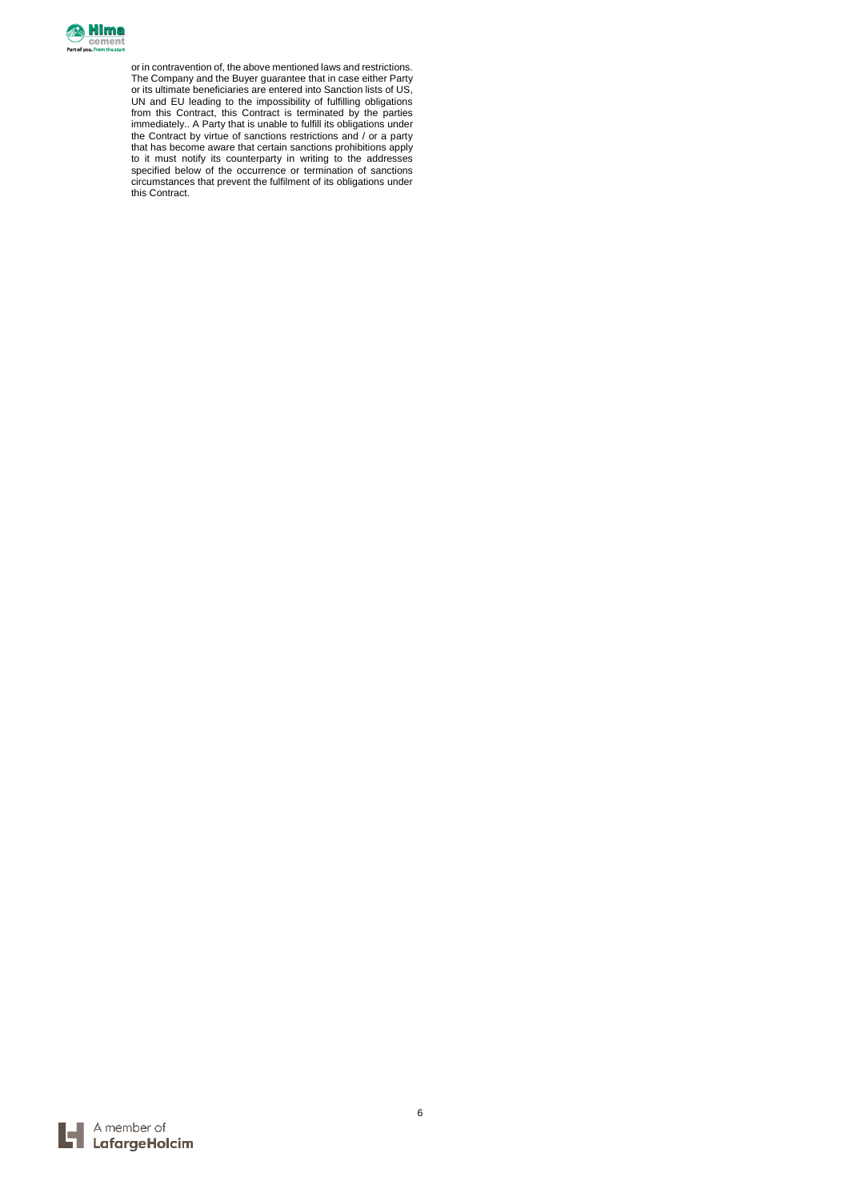or in contravention of, the above mentioned laws and restrictions. The Company and the Buyer guarantee that in case either Party or its ultimate beneficiaries are entered into Sanction lists of US, UN and EU leading to the impossibility of fulfilling obligations from this Contract, this Contract is terminated by the parties immediately.. A Party that is unable to fulfill its obligations under the Contract by virtue of sanctions restrictions and / or a party that has become aware that certain sanctions prohibitions apply to it must notify its counterparty in writing to the addresses specified below of the occurrence or termination of sanctions circumstances that prevent the fulfilment of its obligations under this Contract.